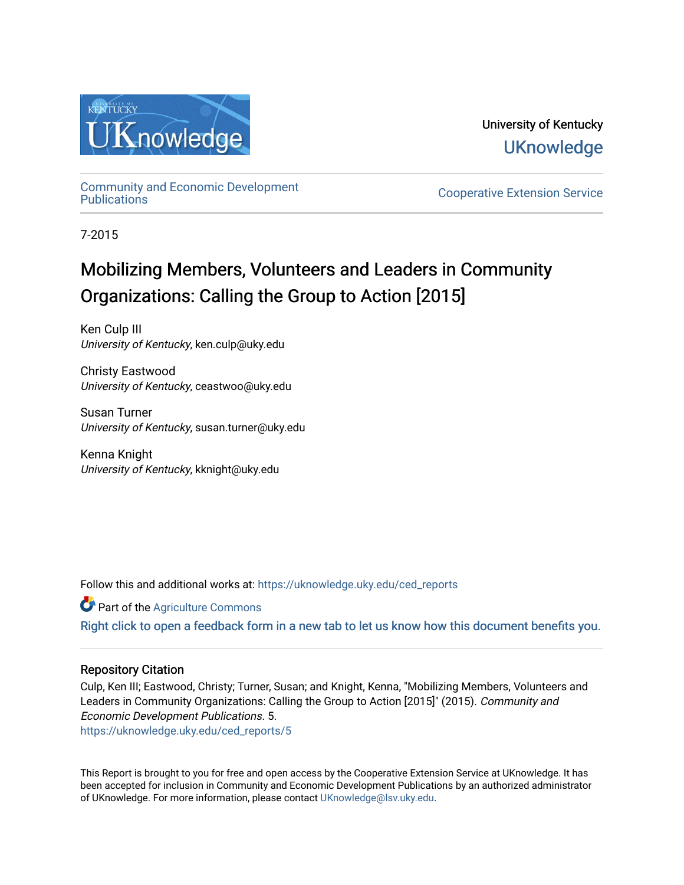University of Kentucky
UKnowledge

Community and Economic Development Publications

Cooperative Extension Service

7-2015

# Mobilizing Members, Volunteers and Leaders in Community Organizations: Calling the Group to Action [2015]

Ken Culp III
*University of Kentucky*, ken.culp@uky.edu

Christy Eastwood
*University of Kentucky*, ceastwoo@uky.edu

Susan Turner
*University of Kentucky*, susan.turner@uky.edu

Kenna Knight
*University of Kentucky*, kknight@uky.edu

Follow this and additional works at: https://uknowledge.uky.edu/ced_reports

Part of the Agriculture Commons

Right click to open a feedback form in a new tab to let us know how this document benefits you.

## Repository Citation

Culp, Ken III; Eastwood, Christy; Turner, Susan; and Knight, Kenna, "Mobilizing Members, Volunteers and Leaders in Community Organizations: Calling the Group to Action [2015]" (2015). *Community and Economic Development Publications*. 5.
https://uknowledge.uky.edu/ced_reports/5

This Report is brought to you for free and open access by the Cooperative Extension Service at UKnowledge. It has been accepted for inclusion in Community and Economic Development Publications by an authorized administrator of UKnowledge. For more information, please contact UKnowledge@lsv.uky.edu.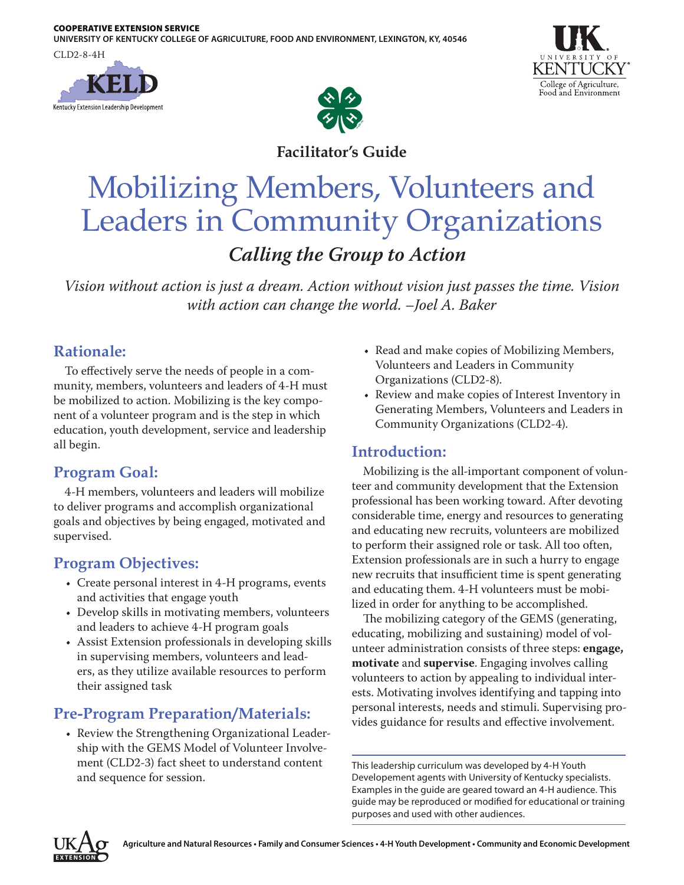COOPERATIVE EXTENSION SERVICE
UNIVERSITY OF KENTUCKY COLLEGE OF AGRICULTURE, FOOD AND ENVIRONMENT, LEXINGTON, KY, 40546

CLD2-8-4H

**Facilitator's Guide**

# Mobilizing Members, Volunteers and Leaders in Community Organizations

## *Calling the Group to Action*

*Vision without action is just a dream. Action without vision just passes the time. Vision with action can change the world. –Joel A. Baker*

## Rationale:

To effectively serve the needs of people in a community, members, volunteers and leaders of 4-H must be mobilized to action. Mobilizing is the key component of a volunteer program and is the step in which education, youth development, service and leadership all begin.

## Program Goal:

4-H members, volunteers and leaders will mobilize to deliver programs and accomplish organizational goals and objectives by being engaged, motivated and supervised.

## Program Objectives:

- Create personal interest in 4-H programs, events and activities that engage youth
- Develop skills in motivating members, volunteers and leaders to achieve 4-H program goals
- Assist Extension professionals in developing skills in supervising members, volunteers and leaders, as they utilize available resources to perform their assigned task

## Pre-Program Preparation/Materials:

- Review the Strengthening Organizational Leadership with the GEMS Model of Volunteer Involvement (CLD2-3) fact sheet to understand content and sequence for session.
- Read and make copies of Mobilizing Members, Volunteers and Leaders in Community Organizations (CLD2-8).
- Review and make copies of Interest Inventory in Generating Members, Volunteers and Leaders in Community Organizations (CLD2-4).

## Introduction:

Mobilizing is the all-important component of volunteer and community development that the Extension professional has been working toward. After devoting considerable time, energy and resources to generating and educating new recruits, volunteers are mobilized to perform their assigned role or task. All too often, Extension professionals are in such a hurry to engage new recruits that insufficient time is spent generating and educating them. 4-H volunteers must be mobilized in order for anything to be accomplished.

The mobilizing category of the GEMS (generating, educating, mobilizing and sustaining) model of volunteer administration consists of three steps: **engage, motivate** and **supervise**. Engaging involves calling volunteers to action by appealing to individual interests. Motivating involves identifying and tapping into personal interests, needs and stimuli. Supervising provides guidance for results and effective involvement.

This leadership curriculum was developed by 4-H Youth Developement agents with University of Kentucky specialists. Examples in the guide are geared toward an 4-H audience. This guide may be reproduced or modified for educational or training purposes and used with other audiences.

Agriculture and Natural Resources • Family and Consumer Sciences • 4-H Youth Development • Community and Economic Development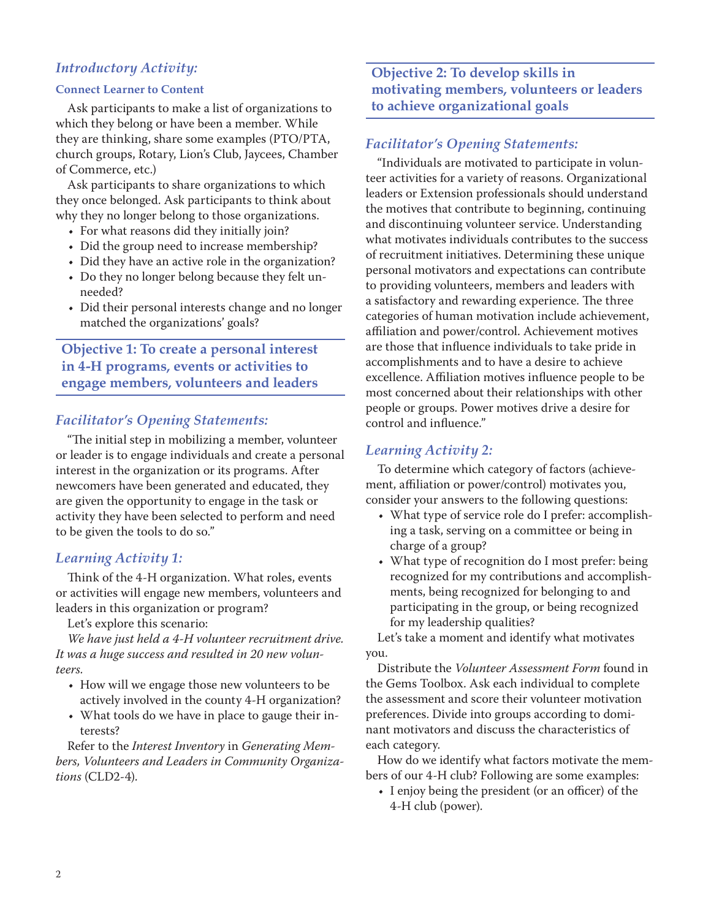### *Introductory Activity:*

#### Connect Learner to Content

Ask participants to make a list of organizations to which they belong or have been a member. While they are thinking, share some examples (PTO/PTA, church groups, Rotary, Lion's Club, Jaycees, Chamber of Commerce, etc.)

Ask participants to share organizations to which they once belonged. Ask participants to think about why they no longer belong to those organizations.

- For what reasons did they initially join?
- Did the group need to increase membership?
- Did they have an active role in the organization?
- Do they no longer belong because they felt unneeded?
- Did their personal interests change and no longer matched the organizations' goals?

## Objective 1: To create a personal interest in 4-H programs, events or activities to engage members, volunteers and leaders

### *Facilitator's Opening Statements:*

"The initial step in mobilizing a member, volunteer or leader is to engage individuals and create a personal interest in the organization or its programs. After newcomers have been generated and educated, they are given the opportunity to engage in the task or activity they have been selected to perform and need to be given the tools to do so."

### *Learning Activity 1:*

Think of the 4-H organization. What roles, events or activities will engage new members, volunteers and leaders in this organization or program?

Let's explore this scenario:

*We have just held a 4-H volunteer recruitment drive. It was a huge success and resulted in 20 new volunteers.*

- How will we engage those new volunteers to be actively involved in the county 4-H organization?
- What tools do we have in place to gauge their interests?

Refer to the *Interest Inventory* in *Generating Members, Volunteers and Leaders in Community Organizations* (CLD2-4).

## Objective 2: To develop skills in motivating members, volunteers or leaders to achieve organizational goals

### *Facilitator's Opening Statements:*

"Individuals are motivated to participate in volunteer activities for a variety of reasons. Organizational leaders or Extension professionals should understand the motives that contribute to beginning, continuing and discontinuing volunteer service. Understanding what motivates individuals contributes to the success of recruitment initiatives. Determining these unique personal motivators and expectations can contribute to providing volunteers, members and leaders with a satisfactory and rewarding experience. The three categories of human motivation include achievement, affiliation and power/control. Achievement motives are those that influence individuals to take pride in accomplishments and to have a desire to achieve excellence. Affiliation motives influence people to be most concerned about their relationships with other people or groups. Power motives drive a desire for control and influence."

### *Learning Activity 2:*

To determine which category of factors (achievement, affiliation or power/control) motivates you, consider your answers to the following questions:

- What type of service role do I prefer: accomplishing a task, serving on a committee or being in charge of a group?
- What type of recognition do I most prefer: being recognized for my contributions and accomplishments, being recognized for belonging to and participating in the group, or being recognized for my leadership qualities?

Let's take a moment and identify what motivates you.

Distribute the *Volunteer Assessment Form* found in the Gems Toolbox. Ask each individual to complete the assessment and score their volunteer motivation preferences. Divide into groups according to dominant motivators and discuss the characteristics of each category.

How do we identify what factors motivate the members of our 4-H club? Following are some examples:

- I enjoy being the president (or an officer) of the 4-H club (power).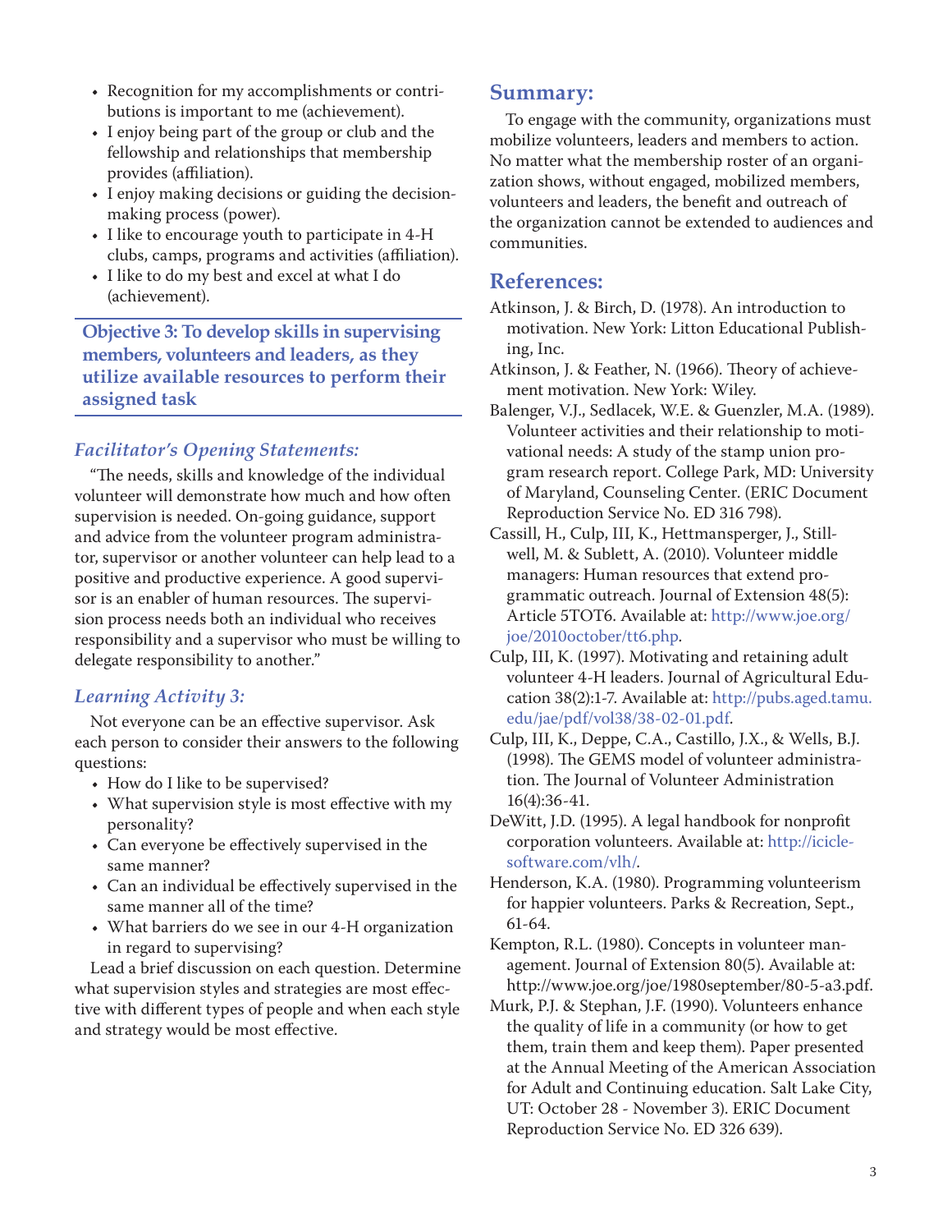- Recognition for my accomplishments or contributions is important to me (achievement).
- I enjoy being part of the group or club and the fellowship and relationships that membership provides (affiliation).
- I enjoy making decisions or guiding the decision-making process (power).
- I like to encourage youth to participate in 4-H clubs, camps, programs and activities (affiliation).
- I like to do my best and excel at what I do (achievement).

### Objective 3: To develop skills in supervising members, volunteers and leaders, as they utilize available resources to perform their assigned task

#### *Facilitator's Opening Statements:*

"The needs, skills and knowledge of the individual volunteer will demonstrate how much and how often supervision is needed. On-going guidance, support and advice from the volunteer program administrator, supervisor or another volunteer can help lead to a positive and productive experience. A good supervisor is an enabler of human resources. The supervision process needs both an individual who receives responsibility and a supervisor who must be willing to delegate responsibility to another."

#### *Learning Activity 3:*

Not everyone can be an effective supervisor. Ask each person to consider their answers to the following questions:

- How do I like to be supervised?
- What supervision style is most effective with my personality?
- Can everyone be effectively supervised in the same manner?
- Can an individual be effectively supervised in the same manner all of the time?
- What barriers do we see in our 4-H organization in regard to supervising?

Lead a brief discussion on each question. Determine what supervision styles and strategies are most effective with different types of people and when each style and strategy would be most effective.

## Summary:

To engage with the community, organizations must mobilize volunteers, leaders and members to action. No matter what the membership roster of an organization shows, without engaged, mobilized members, volunteers and leaders, the benefit and outreach of the organization cannot be extended to audiences and communities.

## References:

Atkinson, J. & Birch, D. (1978). An introduction to motivation. New York: Litton Educational Publishing, Inc.

Atkinson, J. & Feather, N. (1966). Theory of achievement motivation. New York: Wiley.

Balenger, V.J., Sedlacek, W.E. & Guenzler, M.A. (1989). Volunteer activities and their relationship to motivational needs: A study of the stamp union program research report. College Park, MD: University of Maryland, Counseling Center. (ERIC Document Reproduction Service No. ED 316 798).

Cassill, H., Culp, III, K., Hettmansperger, J., Stillwell, M. & Sublett, A. (2010). Volunteer middle managers: Human resources that extend programmatic outreach. Journal of Extension 48(5): Article 5TOT6. Available at: http://www.joe.org/joe/2010october/tt6.php.

Culp, III, K. (1997). Motivating and retaining adult volunteer 4-H leaders. Journal of Agricultural Education 38(2):1-7. Available at: http://pubs.aged.tamu.edu/jae/pdf/vol38/38-02-01.pdf.

Culp, III, K., Deppe, C.A., Castillo, J.X., & Wells, B.J. (1998). The GEMS model of volunteer administration. The Journal of Volunteer Administration 16(4):36-41.

DeWitt, J.D. (1995). A legal handbook for nonprofit corporation volunteers. Available at: http://icicle-software.com/vlh/.

Henderson, K.A. (1980). Programming volunteerism for happier volunteers. Parks & Recreation, Sept., 61-64.

Kempton, R.L. (1980). Concepts in volunteer management. Journal of Extension 80(5). Available at: http://www.joe.org/joe/1980september/80-5-a3.pdf.

Murk, P.J. & Stephan, J.F. (1990). Volunteers enhance the quality of life in a community (or how to get them, train them and keep them). Paper presented at the Annual Meeting of the American Association for Adult and Continuing education. Salt Lake City, UT: October 28 - November 3). ERIC Document Reproduction Service No. ED 326 639).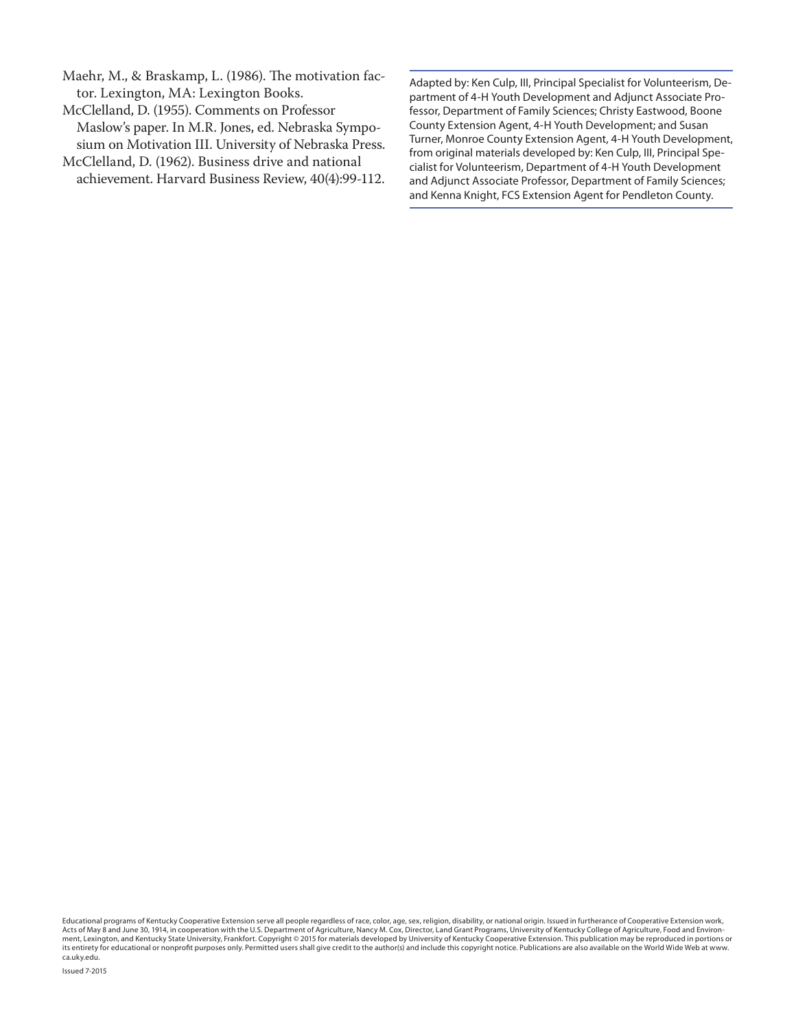Maehr, M., & Braskamp, L. (1986). The motivation factor. Lexington, MA: Lexington Books.

McClelland, D. (1955). Comments on Professor Maslow's paper. In M.R. Jones, ed. Nebraska Symposium on Motivation III. University of Nebraska Press.

McClelland, D. (1962). Business drive and national achievement. Harvard Business Review, 40(4):99-112.

---

Adapted by: Ken Culp, III, Principal Specialist for Volunteerism, Department of 4-H Youth Development and Adjunct Associate Professor, Department of Family Sciences; Christy Eastwood, Boone County Extension Agent, 4-H Youth Development; and Susan Turner, Monroe County Extension Agent, 4-H Youth Development, from original materials developed by: Ken Culp, III, Principal Specialist for Volunteerism, Department of 4-H Youth Development and Adjunct Associate Professor, Department of Family Sciences; and Kenna Knight, FCS Extension Agent for Pendleton County.

---

Educational programs of Kentucky Cooperative Extension serve all people regardless of race, color, age, sex, religion, disability, or national origin. Issued in furtherance of Cooperative Extension work, Acts of May 8 and June 30, 1914, in cooperation with the U.S. Department of Agriculture, Nancy M. Cox, Director, Land Grant Programs, University of Kentucky College of Agriculture, Food and Environment, Lexington, and Kentucky State University, Frankfort. Copyright © 2015 for materials developed by University of Kentucky Cooperative Extension. This publication may be reproduced in portions or its entirety for educational or nonprofit purposes only. Permitted users shall give credit to the author(s) and include this copyright notice. Publications are also available on the World Wide Web at www.ca.uky.edu.

Issued 7-2015